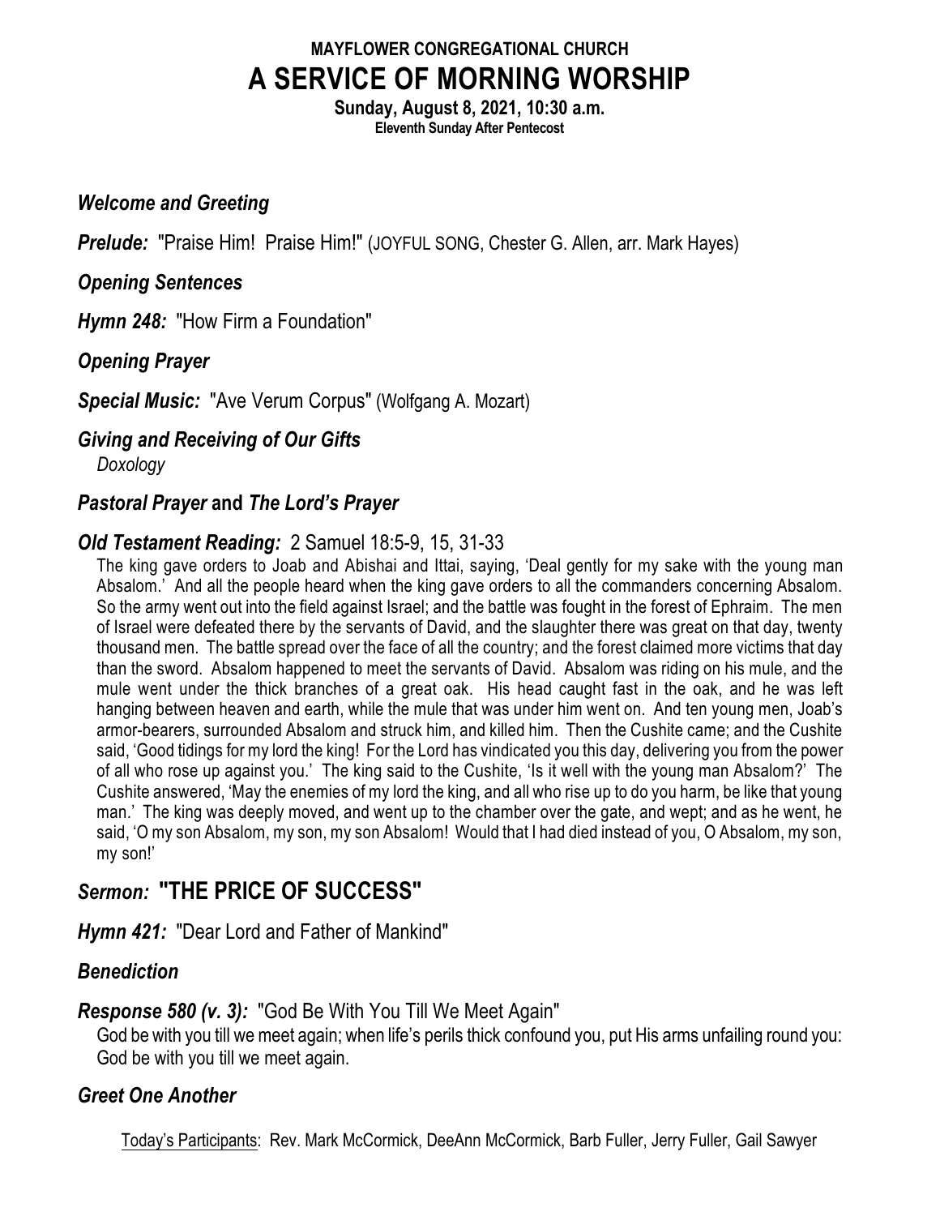**MAYFLOWER CONGREGATIONAL CHURCH**

# A SERVICE OF MORNING WORSHIP

**Sunday, August 8, 2021, 10:30 a.m.**
**Eleventh Sunday After Pentecost**

***Welcome and Greeting***

***Prelude:*** "Praise Him! Praise Him!" (JOYFUL SONG, Chester G. Allen, arr. Mark Hayes)

***Opening Sentences***

***Hymn 248:*** "How Firm a Foundation"

***Opening Prayer***

***Special Music:*** "Ave Verum Corpus" (Wolfgang A. Mozart)

***Giving and Receiving of Our Gifts***

*Doxology*

***Pastoral Prayer* and *The Lord's Prayer***

***Old Testament Reading:*** 2 Samuel 18:5-9, 15, 31-33

The king gave orders to Joab and Abishai and Ittai, saying, 'Deal gently for my sake with the young man Absalom.' And all the people heard when the king gave orders to all the commanders concerning Absalom. So the army went out into the field against Israel; and the battle was fought in the forest of Ephraim. The men of Israel were defeated there by the servants of David, and the slaughter there was great on that day, twenty thousand men. The battle spread over the face of all the country; and the forest claimed more victims that day than the sword. Absalom happened to meet the servants of David. Absalom was riding on his mule, and the mule went under the thick branches of a great oak. His head caught fast in the oak, and he was left hanging between heaven and earth, while the mule that was under him went on. And ten young men, Joab's armor-bearers, surrounded Absalom and struck him, and killed him. Then the Cushite came; and the Cushite said, 'Good tidings for my lord the king! For the Lord has vindicated you this day, delivering you from the power of all who rose up against you.' The king said to the Cushite, 'Is it well with the young man Absalom?' The Cushite answered, 'May the enemies of my lord the king, and all who rise up to do you harm, be like that young man.' The king was deeply moved, and went up to the chamber over the gate, and wept; and as he went, he said, 'O my son Absalom, my son, my son Absalom! Would that I had died instead of you, O Absalom, my son, my son!'

## *Sermon:* "THE PRICE OF SUCCESS"

***Hymn 421:*** "Dear Lord and Father of Mankind"

***Benediction***

***Response 580 (v. 3):*** "God Be With You Till We Meet Again"

God be with you till we meet again; when life's perils thick confound you, put His arms unfailing round you: God be with you till we meet again.

***Greet One Another***

Today's Participants: Rev. Mark McCormick, DeeAnn McCormick, Barb Fuller, Jerry Fuller, Gail Sawyer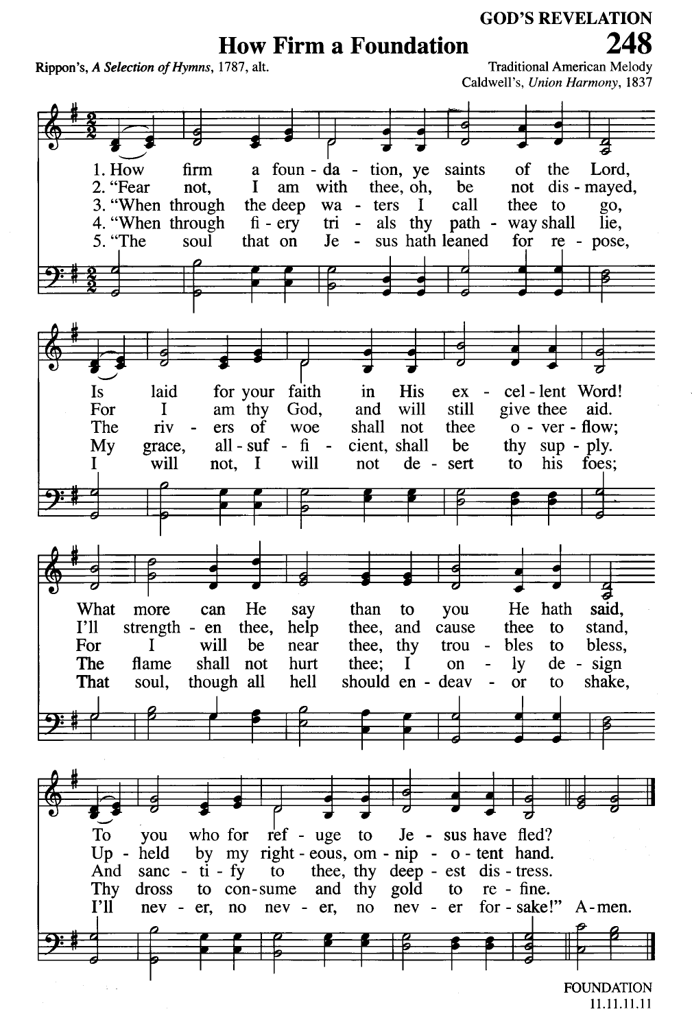GOD'S REVELATION

# How Firm a Foundation

248

Rippon's, *A Selection of Hymns*, 1787, alt.

Traditional American Melody
Caldwell's, *Union Harmony*, 1837

1. How firm a foundation, ye saints of the Lord,
Is laid for your faith in His excellent Word!
What more can He say than to you He hath said,
To you who for refuge to Jesus have fled?

2. "Fear not, I am with thee, oh, be not dismayed,
For I am thy God, and will still give thee aid.
I'll strengthen thee, help thee, and cause thee to stand,
Upheld by my righteous, omnipotent hand.

3. "When through the deep waters I call thee to go,
The rivers of woe shall not thee overflow;
For I will be near thee, thy troubles to bless,
And sanctify to thee, thy deepest distress.

4. "When through fiery trials thy pathway shall lie,
My grace, all-sufficient, shall be thy supply.
The flame shall not hurt thee; I only design
Thy dross to consume and thy gold to refine.

5. "The soul that on Jesus hath leaned for repose,
I will not, I will not desert to his foes;
That soul, though all hell should endeavor to shake,
I'll never, no never, no never forsake!" Amen.

FOUNDATION
11.11.11.11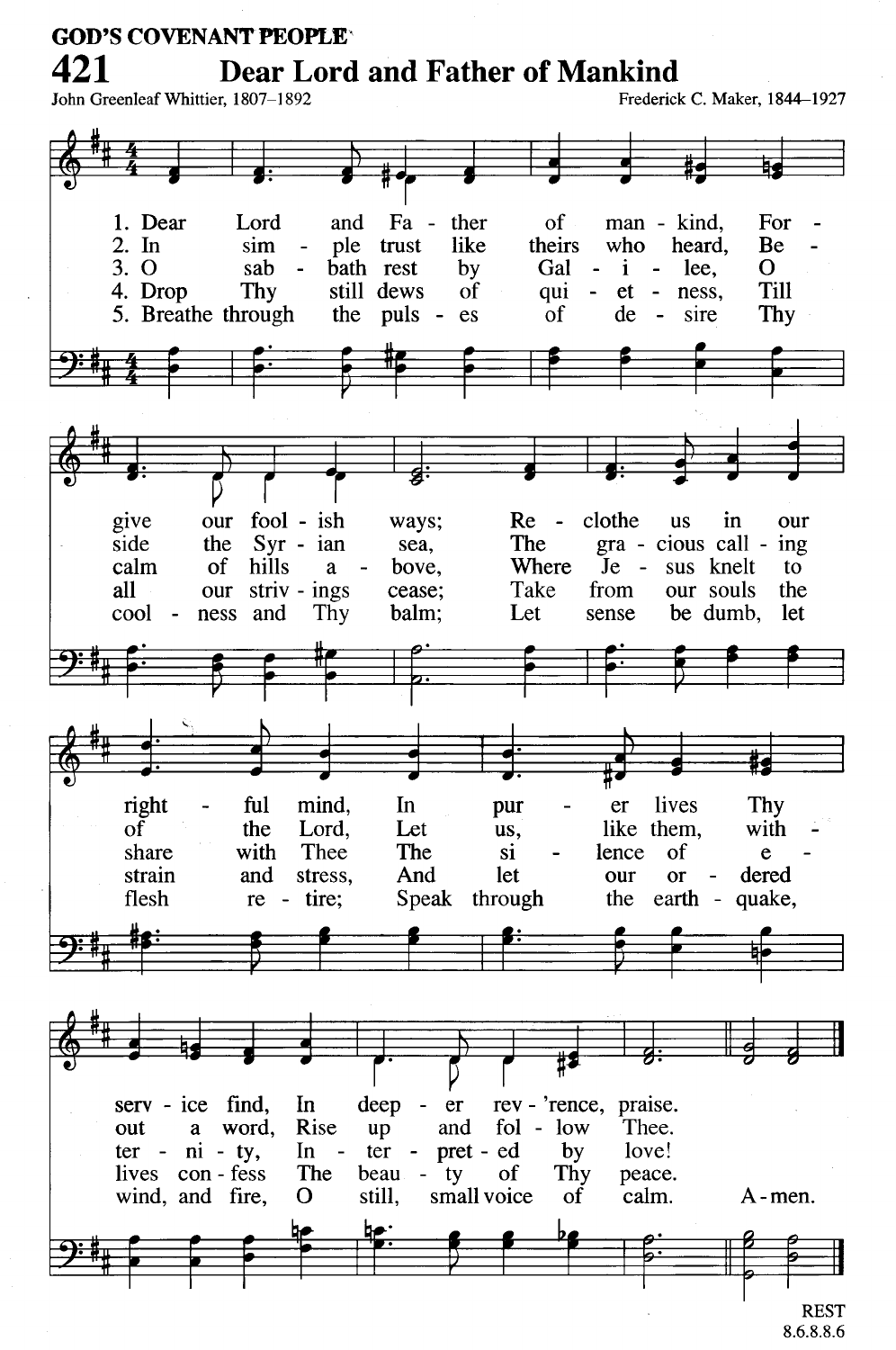GOD'S COVENANT PEOPLE

# 421 Dear Lord and Father of Mankind

John Greenleaf Whittier, 1807–1892

Frederick C. Maker, 1844–1927

1. Dear Lord and Fa - ther of man - kind, For - give our fool - ish ways; Re - clothe us in our right - ful mind, In pur - er lives Thy serv - ice find, In deep - er rev - 'rence, praise.

2. In sim - ple trust like theirs who heard, Be - side the Syr - ian sea, The gra - cious call - ing of the Lord, Let us, like them, with - out a word, Rise up and fol - low Thee.

3. O sab - bath rest by Gal - i - lee, O calm of hills a - bove, Where Je - sus knelt to share with Thee The si - lence of e - ter - ni - ty, In - ter - pret - ed by love!

4. Drop Thy still dews of qui - et - ness, Till all our striv - ings cease; Take from our souls the strain and stress, And let our or - dered lives con - fess The beau - ty of Thy peace.

5. Breathe through the puls - es of de - sire Thy cool - ness and Thy balm; Let sense be dumb, let flesh re - tire; Speak through the earth - quake, wind, and fire, O still, small voice of calm. A - men.

REST
8.6.8.8.6